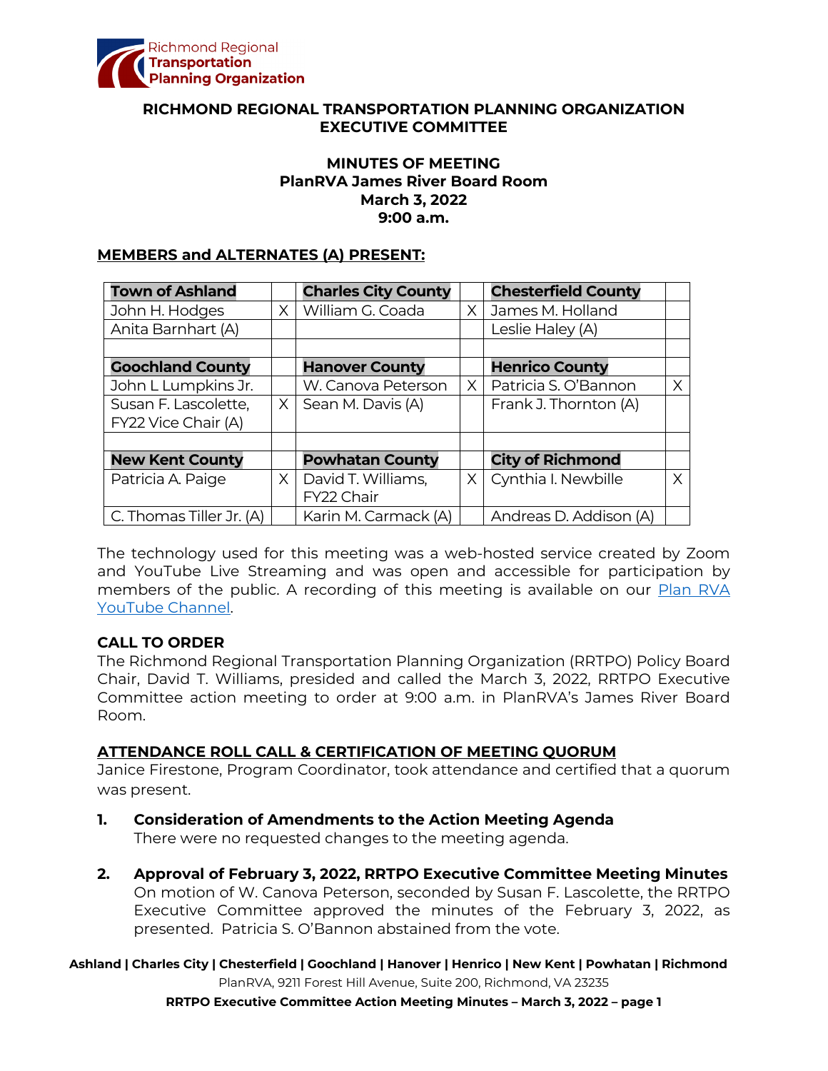Richmond Regional **Transportation Planning Organization**

## RICHMOND REGIONAL TRANSPORTATION PLANNING ORGANIZATION EXECUTIVE COMMITTEE

### MINUTES OF MEETING
### PlanRVA James River Board Room
### March 3, 2022
### 9:00 a.m.

**MEMBERS and ALTERNATES (A) PRESENT:**

| **Town of Ashland** | | **Charles City County** | | **Chesterfield County** | |
|---|---|---|---|---|---|
| John H. Hodges | X | William G. Coada | X | James M. Holland | |
| Anita Barnhart (A) | | | | Leslie Haley (A) | |
| | | | | | |
| **Goochland County** | | **Hanover County** | | **Henrico County** | |
| John L Lumpkins Jr. | | W. Canova Peterson | X | Patricia S. O'Bannon | X |
| Susan F. Lascolette, FY22 Vice Chair (A) | X | Sean M. Davis (A) | | Frank J. Thornton (A) | |
| | | | | | |
| **New Kent County** | | **Powhatan County** | | **City of Richmond** | |
| Patricia A. Paige | X | David T. Williams, FY22 Chair | X | Cynthia I. Newbille | X |
| C. Thomas Tiller Jr. (A) | | Karin M. Carmack (A) | | Andreas D. Addison (A) | |

The technology used for this meeting was a web-hosted service created by Zoom and YouTube Live Streaming and was open and accessible for participation by members of the public. A recording of this meeting is available on our Plan RVA YouTube Channel.

**CALL TO ORDER**

The Richmond Regional Transportation Planning Organization (RRTPO) Policy Board Chair, David T. Williams, presided and called the March 3, 2022, RRTPO Executive Committee action meeting to order at 9:00 a.m. in PlanRVA's James River Board Room.

**ATTENDANCE ROLL CALL & CERTIFICATION OF MEETING QUORUM**

Janice Firestone, Program Coordinator, took attendance and certified that a quorum was present.

1. **Consideration of Amendments to the Action Meeting Agenda**
   There were no requested changes to the meeting agenda.

2. **Approval of February 3, 2022, RRTPO Executive Committee Meeting Minutes**
   On motion of W. Canova Peterson, seconded by Susan F. Lascolette, the RRTPO Executive Committee approved the minutes of the February 3, 2022, as presented. Patricia S. O'Bannon abstained from the vote.

Ashland | Charles City | Chesterfield | Goochland | Hanover | Henrico | New Kent | Powhatan | Richmond
PlanRVA, 9211 Forest Hill Avenue, Suite 200, Richmond, VA 23235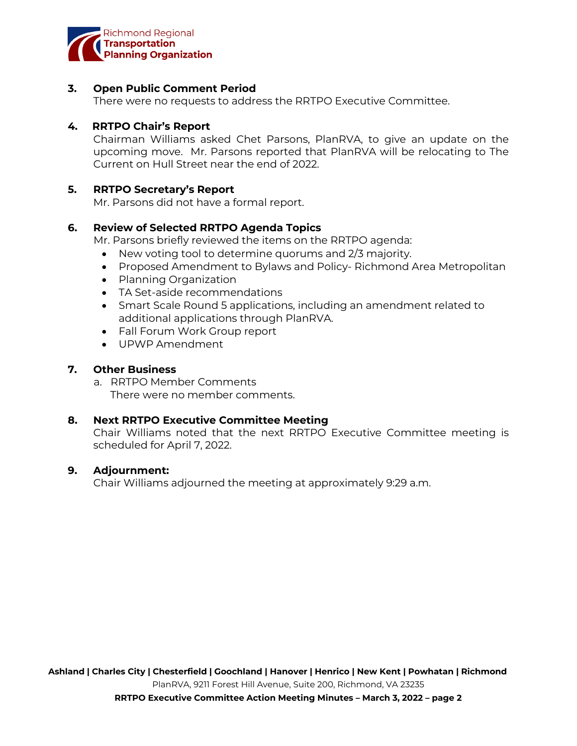### 3. Open Public Comment Period

There were no requests to address the RRTPO Executive Committee.

### 4. RRTPO Chair's Report

Chairman Williams asked Chet Parsons, PlanRVA, to give an update on the upcoming move. Mr. Parsons reported that PlanRVA will be relocating to The Current on Hull Street near the end of 2022.

### 5. RRTPO Secretary's Report

Mr. Parsons did not have a formal report.

### 6. Review of Selected RRTPO Agenda Topics

Mr. Parsons briefly reviewed the items on the RRTPO agenda:

- New voting tool to determine quorums and 2/3 majority.
- Proposed Amendment to Bylaws and Policy- Richmond Area Metropolitan
- Planning Organization
- TA Set-aside recommendations
- Smart Scale Round 5 applications, including an amendment related to additional applications through PlanRVA.
- Fall Forum Work Group report
- UPWP Amendment

### 7. Other Business

a. RRTPO Member Comments
   There were no member comments.

### 8. Next RRTPO Executive Committee Meeting

Chair Williams noted that the next RRTPO Executive Committee meeting is scheduled for April 7, 2022.

### 9. Adjournment:

Chair Williams adjourned the meeting at approximately 9:29 a.m.